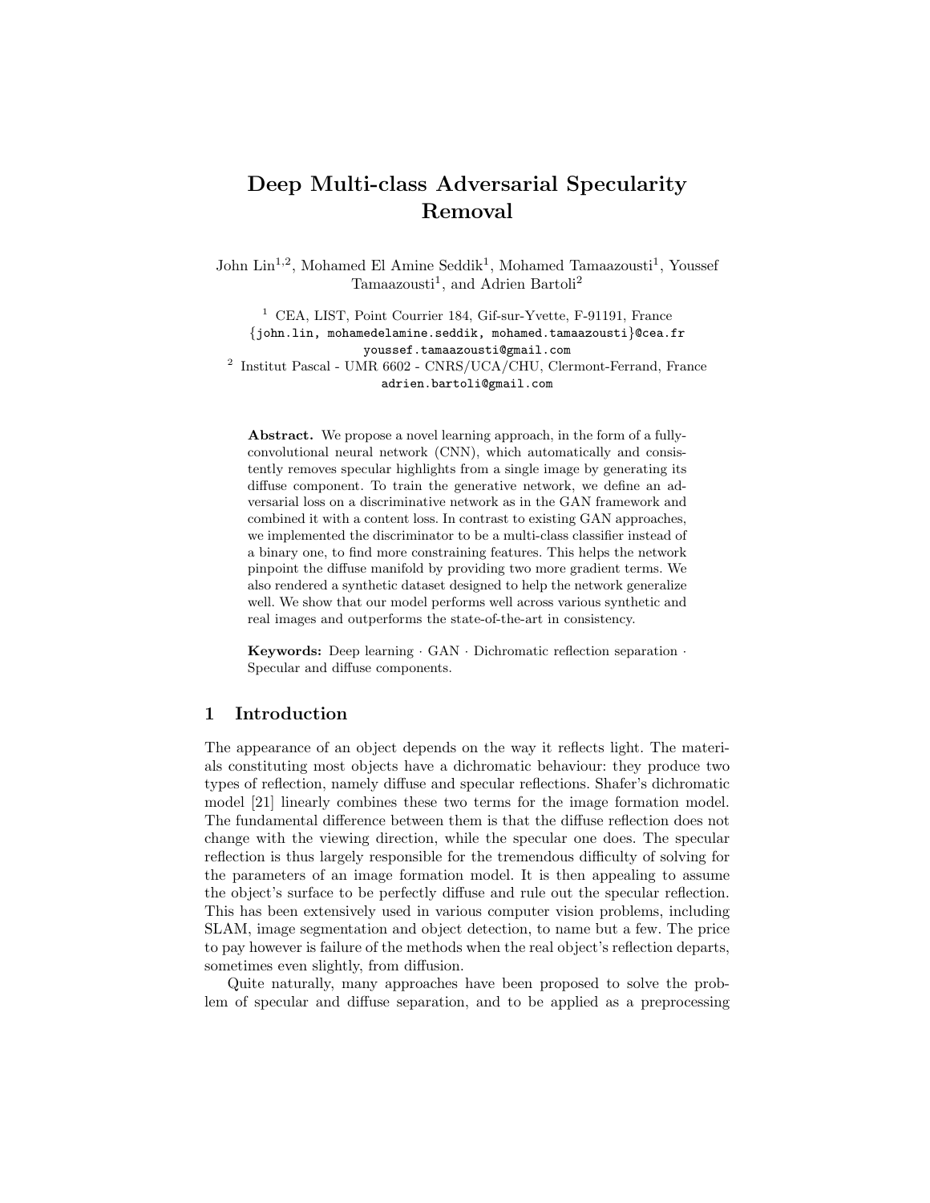# Deep Multi-class Adversarial Specularity Removal

John Lin[1,2], Mohamed El Amine Seddik[1], Mohamed Tamaazousti[1], Youssef Tamaazousti[1], and Adrien Bartoli[2]

[1] CEA, LIST, Point Courrier 184, Gif-sur-Yvette, F-91191, France
{john.lin, mohamedelamine.seddik, mohamed.tamaazousti}@cea.fr
youssef.tamaazousti@gmail.com
[2] Institut Pascal - UMR 6602 - CNRS/UCA/CHU, Clermont-Ferrand, France
adrien.bartoli@gmail.com

**Abstract.** We propose a novel learning approach, in the form of a fully-convolutional neural network (CNN), which automatically and consistently removes specular highlights from a single image by generating its diffuse component. To train the generative network, we define an adversarial loss on a discriminative network as in the GAN framework and combined it with a content loss. In contrast to existing GAN approaches, we implemented the discriminator to be a multi-class classifier instead of a binary one, to find more constraining features. This helps the network pinpoint the diffuse manifold by providing two more gradient terms. We also rendered a synthetic dataset designed to help the network generalize well. We show that our model performs well across various synthetic and real images and outperforms the state-of-the-art in consistency.

**Keywords:** Deep learning · GAN · Dichromatic reflection separation · Specular and diffuse components.

## 1 Introduction

The appearance of an object depends on the way it reflects light. The materials constituting most objects have a dichromatic behaviour: they produce two types of reflection, namely diffuse and specular reflections. Shafer's dichromatic model [21] linearly combines these two terms for the image formation model. The fundamental difference between them is that the diffuse reflection does not change with the viewing direction, while the specular one does. The specular reflection is thus largely responsible for the tremendous difficulty of solving for the parameters of an image formation model. It is then appealing to assume the object's surface to be perfectly diffuse and rule out the specular reflection. This has been extensively used in various computer vision problems, including SLAM, image segmentation and object detection, to name but a few. The price to pay however is failure of the methods when the real object's reflection departs, sometimes even slightly, from diffusion.

Quite naturally, many approaches have been proposed to solve the problem of specular and diffuse separation, and to be applied as a preprocessing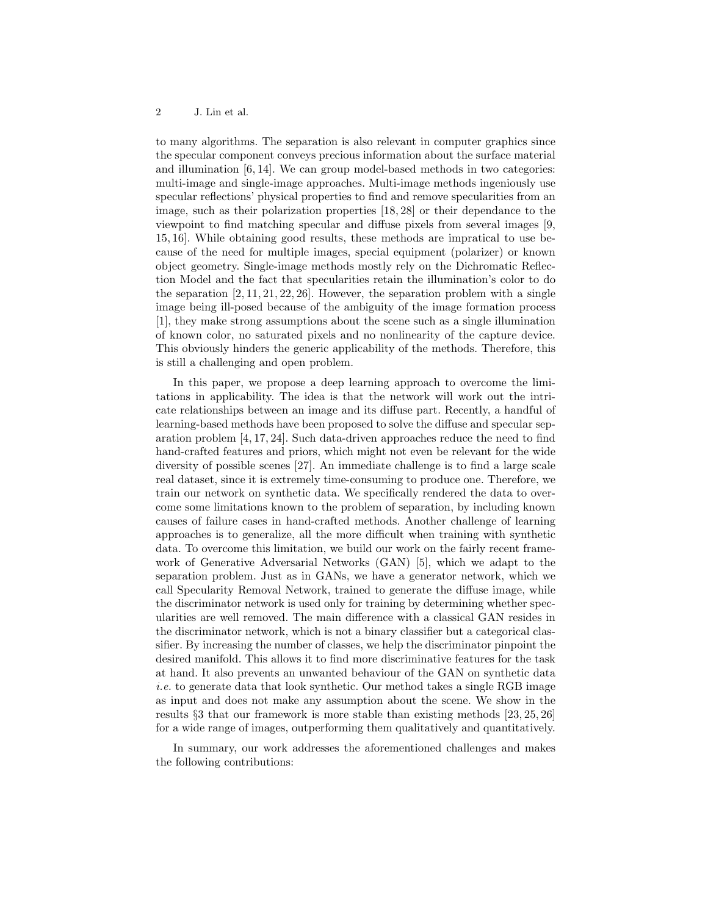to many algorithms. The separation is also relevant in computer graphics since the specular component conveys precious information about the surface material and illumination [6, 14]. We can group model-based methods in two categories: multi-image and single-image approaches. Multi-image methods ingeniously use specular reflections' physical properties to find and remove specularities from an image, such as their polarization properties [18, 28] or their dependance to the viewpoint to find matching specular and diffuse pixels from several images [9, 15, 16]. While obtaining good results, these methods are impratical to use because of the need for multiple images, special equipment (polarizer) or known object geometry. Single-image methods mostly rely on the Dichromatic Reflection Model and the fact that specularities retain the illumination's color to do the separation [2, 11, 21, 22, 26]. However, the separation problem with a single image being ill-posed because of the ambiguity of the image formation process [1], they make strong assumptions about the scene such as a single illumination of known color, no saturated pixels and no nonlinearity of the capture device. This obviously hinders the generic applicability of the methods. Therefore, this is still a challenging and open problem.

In this paper, we propose a deep learning approach to overcome the limitations in applicability. The idea is that the network will work out the intricate relationships between an image and its diffuse part. Recently, a handful of learning-based methods have been proposed to solve the diffuse and specular separation problem [4, 17, 24]. Such data-driven approaches reduce the need to find hand-crafted features and priors, which might not even be relevant for the wide diversity of possible scenes [27]. An immediate challenge is to find a large scale real dataset, since it is extremely time-consuming to produce one. Therefore, we train our network on synthetic data. We specifically rendered the data to overcome some limitations known to the problem of separation, by including known causes of failure cases in hand-crafted methods. Another challenge of learning approaches is to generalize, all the more difficult when training with synthetic data. To overcome this limitation, we build our work on the fairly recent framework of Generative Adversarial Networks (GAN) [5], which we adapt to the separation problem. Just as in GANs, we have a generator network, which we call Specularity Removal Network, trained to generate the diffuse image, while the discriminator network is used only for training by determining whether specularities are well removed. The main difference with a classical GAN resides in the discriminator network, which is not a binary classifier but a categorical classifier. By increasing the number of classes, we help the discriminator pinpoint the desired manifold. This allows it to find more discriminative features for the task at hand. It also prevents an unwanted behaviour of the GAN on synthetic data *i.e.* to generate data that look synthetic. Our method takes a single RGB image as input and does not make any assumption about the scene. We show in the results §3 that our framework is more stable than existing methods [23, 25, 26] for a wide range of images, outperforming them qualitatively and quantitatively.

In summary, our work addresses the aforementioned challenges and makes the following contributions: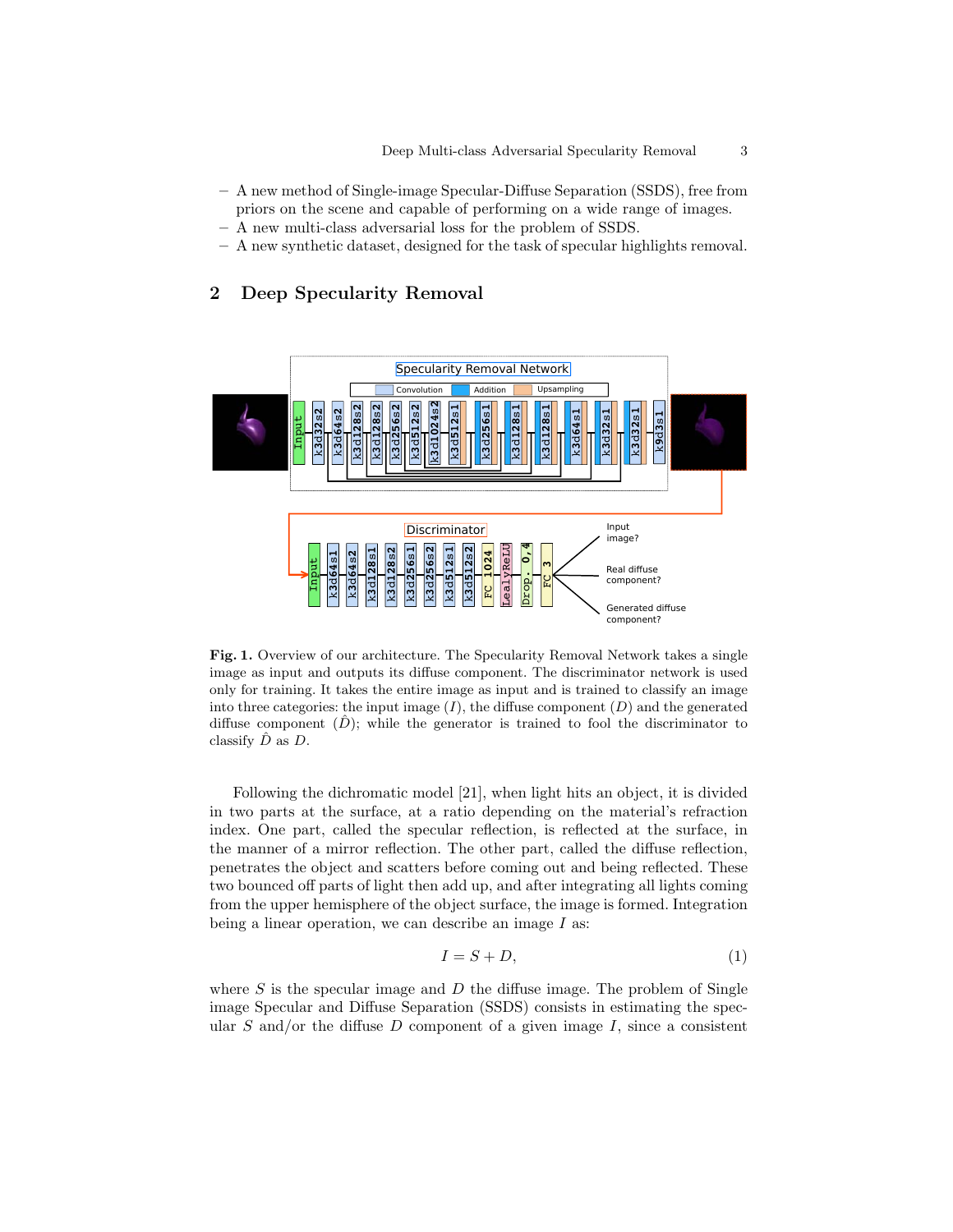- A new method of Single-image Specular-Diffuse Separation (SSDS), free from priors on the scene and capable of performing on a wide range of images.
- A new multi-class adversarial loss for the problem of SSDS.
- A new synthetic dataset, designed for the task of specular highlights removal.

## 2 Deep Specularity Removal

**Fig. 1.** Overview of our architecture. The Specularity Removal Network takes a single image as input and outputs its diffuse component. The discriminator network is used only for training. It takes the entire image as input and is trained to classify an image into three categories: the input image ($I$), the diffuse component ($D$) and the generated diffuse component ($\hat{D}$); while the generator is trained to fool the discriminator to classify $\hat{D}$ as $D$.

Following the dichromatic model [21], when light hits an object, it is divided in two parts at the surface, at a ratio depending on the material's refraction index. One part, called the specular reflection, is reflected at the surface, in the manner of a mirror reflection. The other part, called the diffuse reflection, penetrates the object and scatters before coming out and being reflected. These two bounced off parts of light then add up, and after integrating all lights coming from the upper hemisphere of the object surface, the image is formed. Integration being a linear operation, we can describe an image $I$ as:

$$I = S + D, \tag{1}$$

where $S$ is the specular image and $D$ the diffuse image. The problem of Single image Specular and Diffuse Separation (SSDS) consists in estimating the specular $S$ and/or the diffuse $D$ component of a given image $I$, since a consistent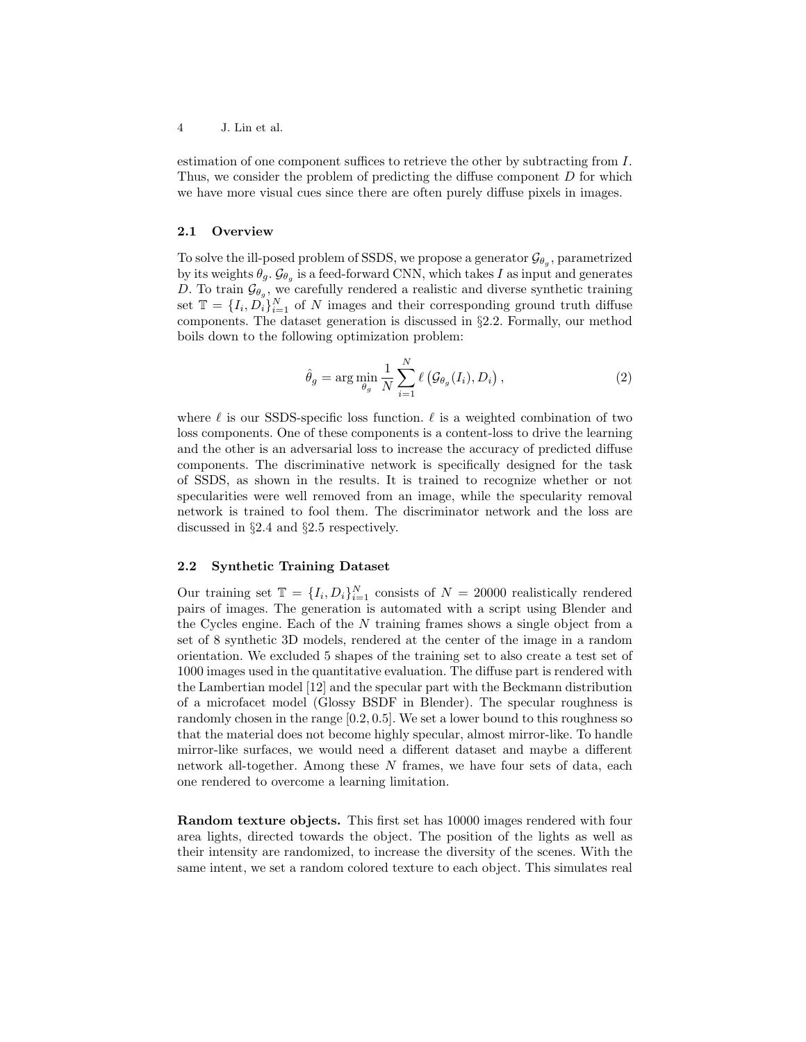estimation of one component suffices to retrieve the other by subtracting from $I$. Thus, we consider the problem of predicting the diffuse component $D$ for which we have more visual cues since there are often purely diffuse pixels in images.

### 2.1 Overview

To solve the ill-posed problem of SSDS, we propose a generator $\mathcal{G}_{\theta_g}$, parametrized by its weights $\theta_g$. $\mathcal{G}_{\theta_g}$ is a feed-forward CNN, which takes $I$ as input and generates $D$. To train $\mathcal{G}_{\theta_g}$, we carefully rendered a realistic and diverse synthetic training set $\mathbb{T} = \{I_i, D_i\}_{i=1}^{N}$ of $N$ images and their corresponding ground truth diffuse components. The dataset generation is discussed in §2.2. Formally, our method boils down to the following optimization problem:

$$\hat{\theta}_g = \arg\min_{\theta_g} \frac{1}{N} \sum_{i=1}^{N} \ell\left(\mathcal{G}_{\theta_g}(I_i), D_i\right), \tag{2}$$

where $\ell$ is our SSDS-specific loss function. $\ell$ is a weighted combination of two loss components. One of these components is a content-loss to drive the learning and the other is an adversarial loss to increase the accuracy of predicted diffuse components. The discriminative network is specifically designed for the task of SSDS, as shown in the results. It is trained to recognize whether or not specularities were well removed from an image, while the specularity removal network is trained to fool them. The discriminator network and the loss are discussed in §2.4 and §2.5 respectively.

### 2.2 Synthetic Training Dataset

Our training set $\mathbb{T} = \{I_i, D_i\}_{i=1}^{N}$ consists of $N = 20000$ realistically rendered pairs of images. The generation is automated with a script using Blender and the Cycles engine. Each of the $N$ training frames shows a single object from a set of 8 synthetic 3D models, rendered at the center of the image in a random orientation. We excluded 5 shapes of the training set to also create a test set of 1000 images used in the quantitative evaluation. The diffuse part is rendered with the Lambertian model [12] and the specular part with the Beckmann distribution of a microfacet model (Glossy BSDF in Blender). The specular roughness is randomly chosen in the range $[0.2, 0.5]$. We set a lower bound to this roughness so that the material does not become highly specular, almost mirror-like. To handle mirror-like surfaces, we would need a different dataset and maybe a different network all-together. Among these $N$ frames, we have four sets of data, each one rendered to overcome a learning limitation.

**Random texture objects.** This first set has 10000 images rendered with four area lights, directed towards the object. The position of the lights as well as their intensity are randomized, to increase the diversity of the scenes. With the same intent, we set a random colored texture to each object. This simulates real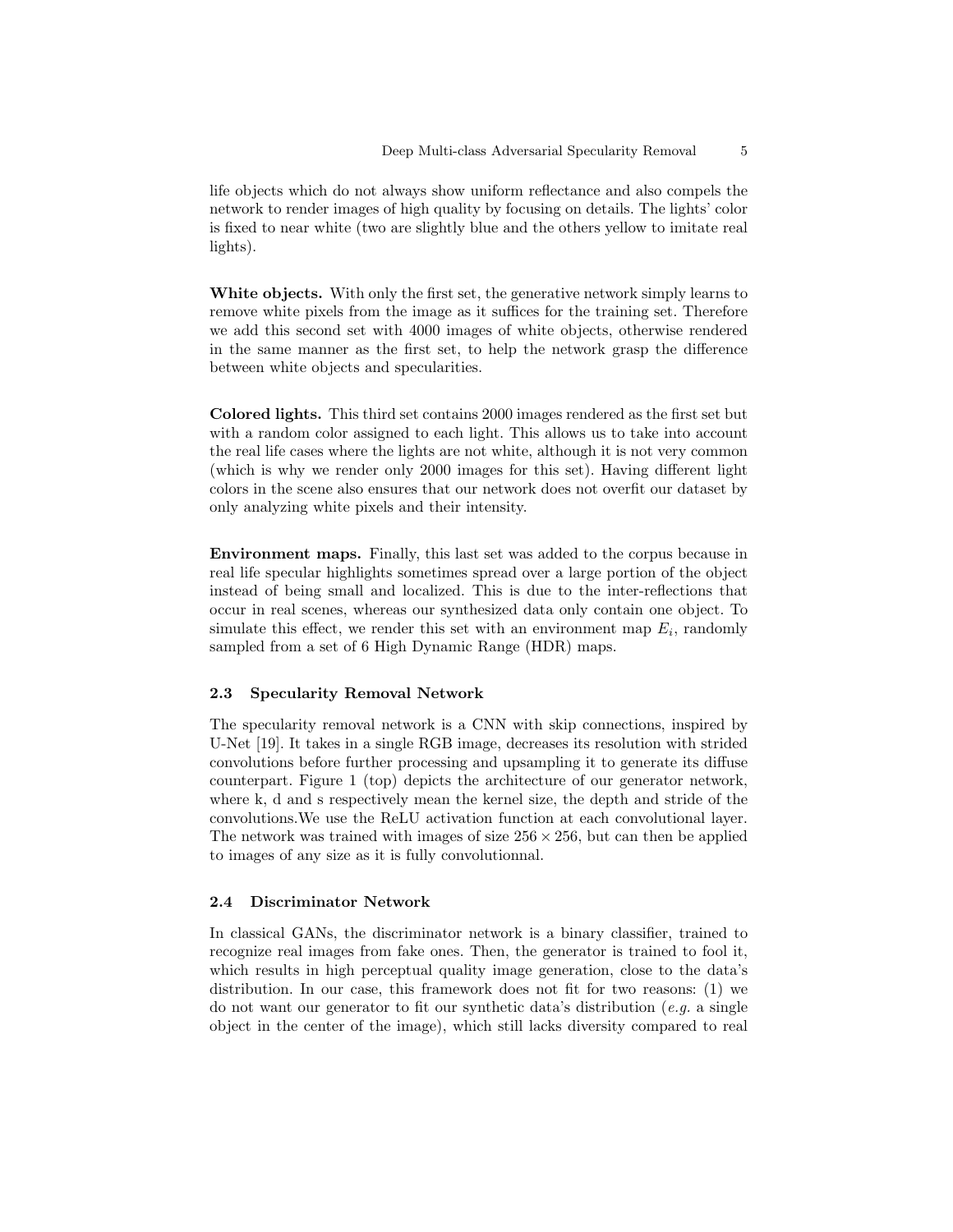life objects which do not always show uniform reflectance and also compels the network to render images of high quality by focusing on details. The lights' color is fixed to near white (two are slightly blue and the others yellow to imitate real lights).

**White objects.** With only the first set, the generative network simply learns to remove white pixels from the image as it suffices for the training set. Therefore we add this second set with 4000 images of white objects, otherwise rendered in the same manner as the first set, to help the network grasp the difference between white objects and specularities.

**Colored lights.** This third set contains 2000 images rendered as the first set but with a random color assigned to each light. This allows us to take into account the real life cases where the lights are not white, although it is not very common (which is why we render only 2000 images for this set). Having different light colors in the scene also ensures that our network does not overfit our dataset by only analyzing white pixels and their intensity.

**Environment maps.** Finally, this last set was added to the corpus because in real life specular highlights sometimes spread over a large portion of the object instead of being small and localized. This is due to the inter-reflections that occur in real scenes, whereas our synthesized data only contain one object. To simulate this effect, we render this set with an environment map $E_i$, randomly sampled from a set of 6 High Dynamic Range (HDR) maps.

### 2.3 Specularity Removal Network

The specularity removal network is a CNN with skip connections, inspired by U-Net [19]. It takes in a single RGB image, decreases its resolution with strided convolutions before further processing and upsampling it to generate its diffuse counterpart. Figure 1 (top) depicts the architecture of our generator network, where k, d and s respectively mean the kernel size, the depth and stride of the convolutions.We use the ReLU activation function at each convolutional layer. The network was trained with images of size $256 \times 256$, but can then be applied to images of any size as it is fully convolutionnal.

### 2.4 Discriminator Network

In classical GANs, the discriminator network is a binary classifier, trained to recognize real images from fake ones. Then, the generator is trained to fool it, which results in high perceptual quality image generation, close to the data's distribution. In our case, this framework does not fit for two reasons: (1) we do not want our generator to fit our synthetic data's distribution (*e.g.* a single object in the center of the image), which still lacks diversity compared to real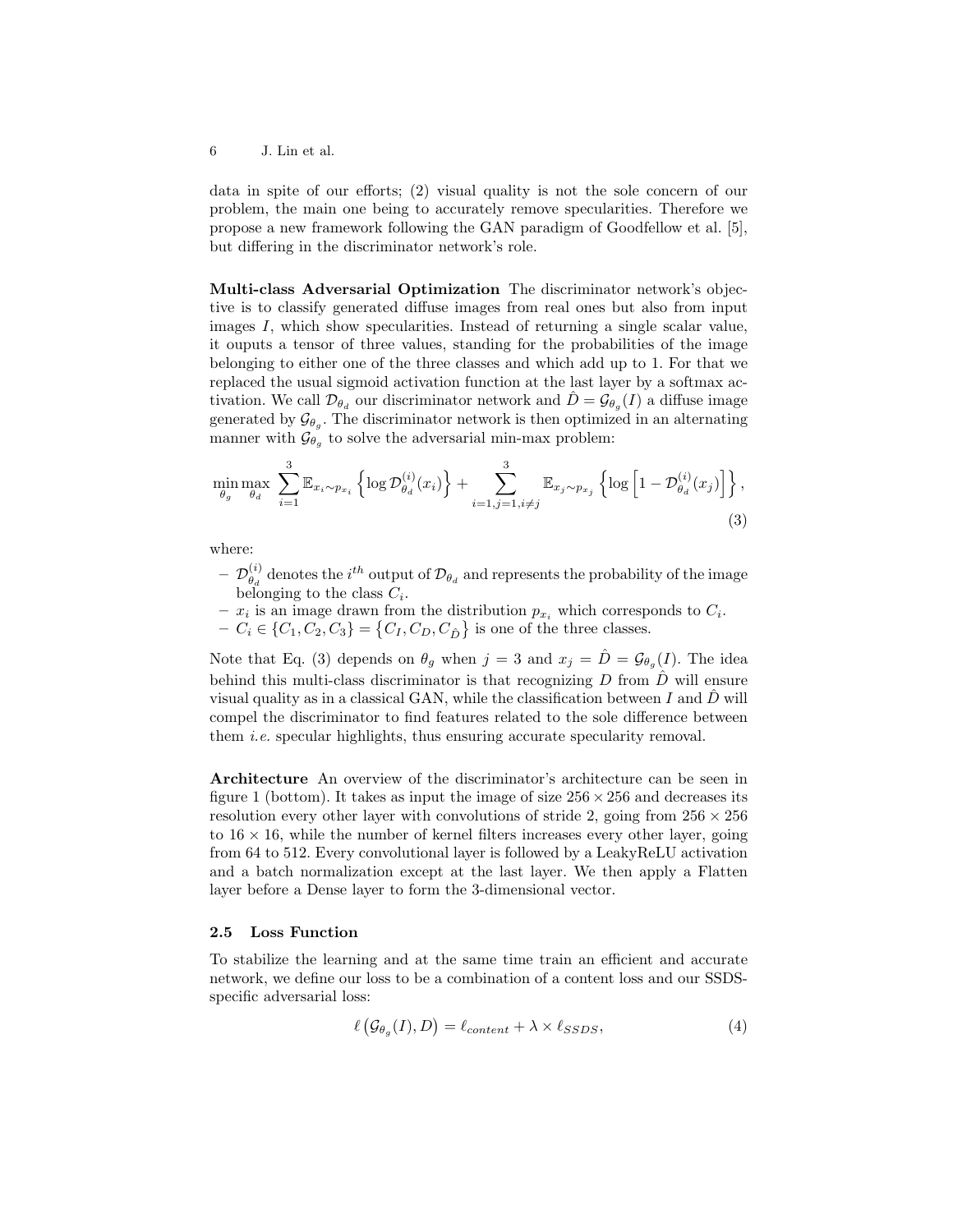data in spite of our efforts; (2) visual quality is not the sole concern of our problem, the main one being to accurately remove specularities. Therefore we propose a new framework following the GAN paradigm of Goodfellow et al. [5], but differing in the discriminator network's role.

**Multi-class Adversarial Optimization** The discriminator network's objective is to classify generated diffuse images from real ones but also from input images $I$, which show specularities. Instead of returning a single scalar value, it ouputs a tensor of three values, standing for the probabilities of the image belonging to either one of the three classes and which add up to 1. For that we replaced the usual sigmoid activation function at the last layer by a softmax activation. We call $\mathcal{D}_{\theta_d}$ our discriminator network and $\hat{D} = \mathcal{G}_{\theta_g}(I)$ a diffuse image generated by $\mathcal{G}_{\theta_g}$. The discriminator network is then optimized in an alternating manner with $\mathcal{G}_{\theta_g}$ to solve the adversarial min-max problem:

$$\min_{\theta_g} \max_{\theta_d} \sum_{i=1}^{3} \mathbb{E}_{x_i \sim p_{x_i}} \left\{ \log \mathcal{D}_{\theta_d}^{(i)}(x_i) \right\} + \sum_{i=1, j=1, i \neq j}^{3} \mathbb{E}_{x_j \sim p_{x_j}} \left\{ \log \left[ 1 - \mathcal{D}_{\theta_d}^{(i)}(x_j) \right] \right\}, \tag{3}$$

where:

- $\mathcal{D}_{\theta_d}^{(i)}$ denotes the $i^{th}$ output of $\mathcal{D}_{\theta_d}$ and represents the probability of the image belonging to the class $C_i$.
- $x_i$ is an image drawn from the distribution $p_{x_i}$ which corresponds to $C_i$.
- $C_i \in \{C_1, C_2, C_3\} = \left\{C_I, C_D, C_{\hat{D}}\right\}$ is one of the three classes.

Note that Eq. (3) depends on $\theta_g$ when $j = 3$ and $x_j = \hat{D} = \mathcal{G}_{\theta_g}(I)$. The idea behind this multi-class discriminator is that recognizing $D$ from $\hat{D}$ will ensure visual quality as in a classical GAN, while the classification between $I$ and $\hat{D}$ will compel the discriminator to find features related to the sole difference between them *i.e.* specular highlights, thus ensuring accurate specularity removal.

**Architecture** An overview of the discriminator's architecture can be seen in figure 1 (bottom). It takes as input the image of size $256 \times 256$ and decreases its resolution every other layer with convolutions of stride 2, going from $256 \times 256$ to $16 \times 16$, while the number of kernel filters increases every other layer, going from 64 to 512. Every convolutional layer is followed by a LeakyReLU activation and a batch normalization except at the last layer. We then apply a Flatten layer before a Dense layer to form the 3-dimensional vector.

### 2.5 Loss Function

To stabilize the learning and at the same time train an efficient and accurate network, we define our loss to be a combination of a content loss and our SSDS-specific adversarial loss:

$$\ell\left(\mathcal{G}_{\theta_g}(I), D\right) = \ell_{content} + \lambda \times \ell_{SSDS}, \tag{4}$$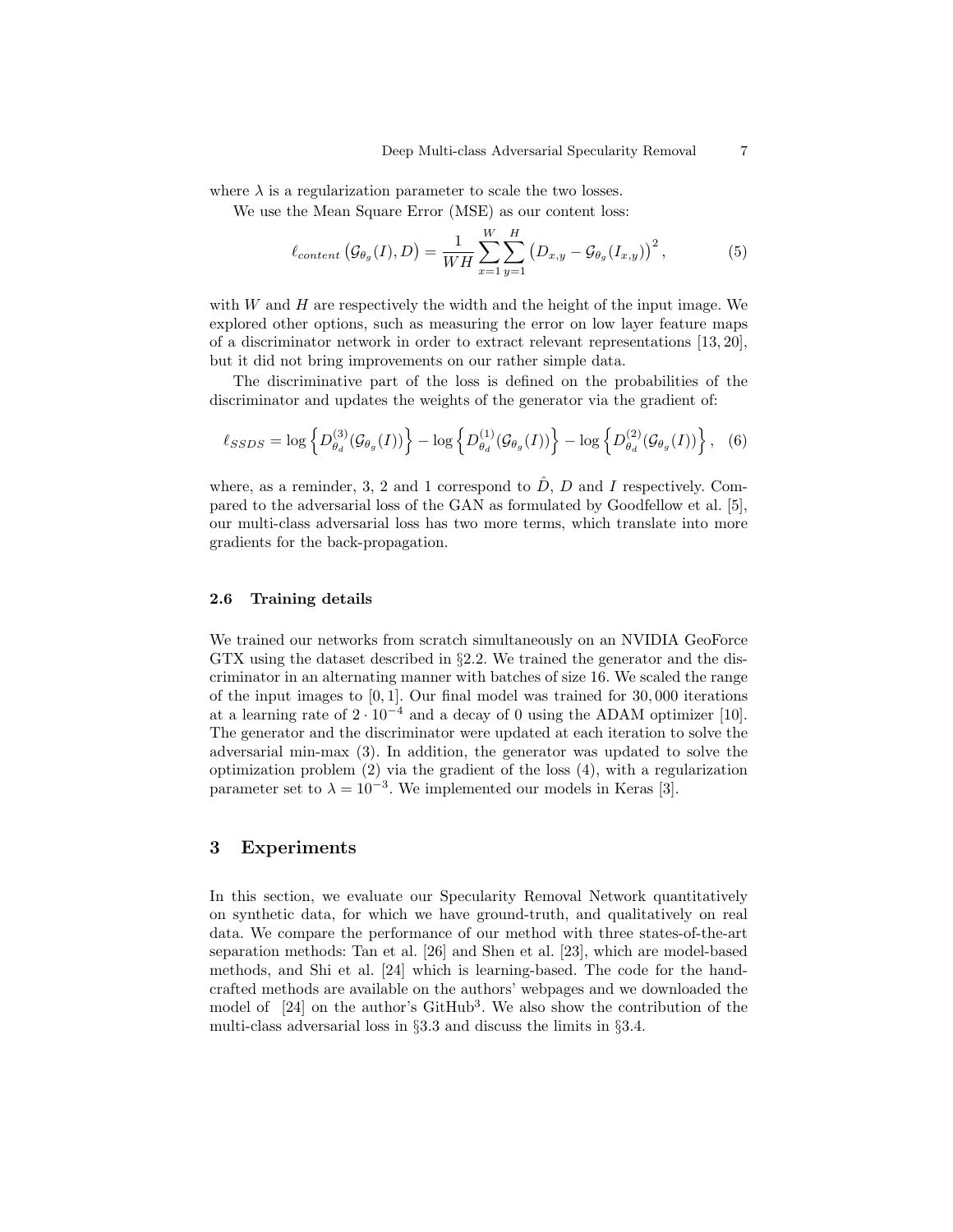where $\lambda$ is a regularization parameter to scale the two losses.

We use the Mean Square Error (MSE) as our content loss:

$$\ell_{content}\left(\mathcal{G}_{\theta_g}(I), D\right) = \frac{1}{WH} \sum_{x=1}^{W} \sum_{y=1}^{H} \left(D_{x,y} - \mathcal{G}_{\theta_g}(I_{x,y})\right)^2, \tag{5}$$

with $W$ and $H$ are respectively the width and the height of the input image. We explored other options, such as measuring the error on low layer feature maps of a discriminator network in order to extract relevant representations [13, 20], but it did not bring improvements on our rather simple data.

The discriminative part of the loss is defined on the probabilities of the discriminator and updates the weights of the generator via the gradient of:

$$\ell_{SSDS} = \log\left\{D^{(3)}_{\theta_d}(\mathcal{G}_{\theta_g}(I))\right\} - \log\left\{D^{(1)}_{\theta_d}(\mathcal{G}_{\theta_g}(I))\right\} - \log\left\{D^{(2)}_{\theta_d}(\mathcal{G}_{\theta_g}(I))\right\}, \tag{6}$$

where, as a reminder, 3, 2 and 1 correspond to $\hat{D}$, $D$ and $I$ respectively. Compared to the adversarial loss of the GAN as formulated by Goodfellow et al. [5], our multi-class adversarial loss has two more terms, which translate into more gradients for the back-propagation.

### 2.6 Training details

We trained our networks from scratch simultaneously on an NVIDIA GeoForce GTX using the dataset described in §2.2. We trained the generator and the discriminator in an alternating manner with batches of size 16. We scaled the range of the input images to $[0, 1]$. Our final model was trained for $30,000$ iterations at a learning rate of $2 \cdot 10^{-4}$ and a decay of 0 using the ADAM optimizer [10]. The generator and the discriminator were updated at each iteration to solve the adversarial min-max (3). In addition, the generator was updated to solve the optimization problem (2) via the gradient of the loss (4), with a regularization parameter set to $\lambda = 10^{-3}$. We implemented our models in Keras [3].

## 3 Experiments

In this section, we evaluate our Specularity Removal Network quantitatively on synthetic data, for which we have ground-truth, and qualitatively on real data. We compare the performance of our method with three states-of-the-art separation methods: Tan et al. [26] and Shen et al. [23], which are model-based methods, and Shi et al. [24] which is learning-based. The code for the hand-crafted methods are available on the authors' webpages and we downloaded the model of [24] on the author's GitHub[3]. We also show the contribution of the multi-class adversarial loss in §3.3 and discuss the limits in §3.4.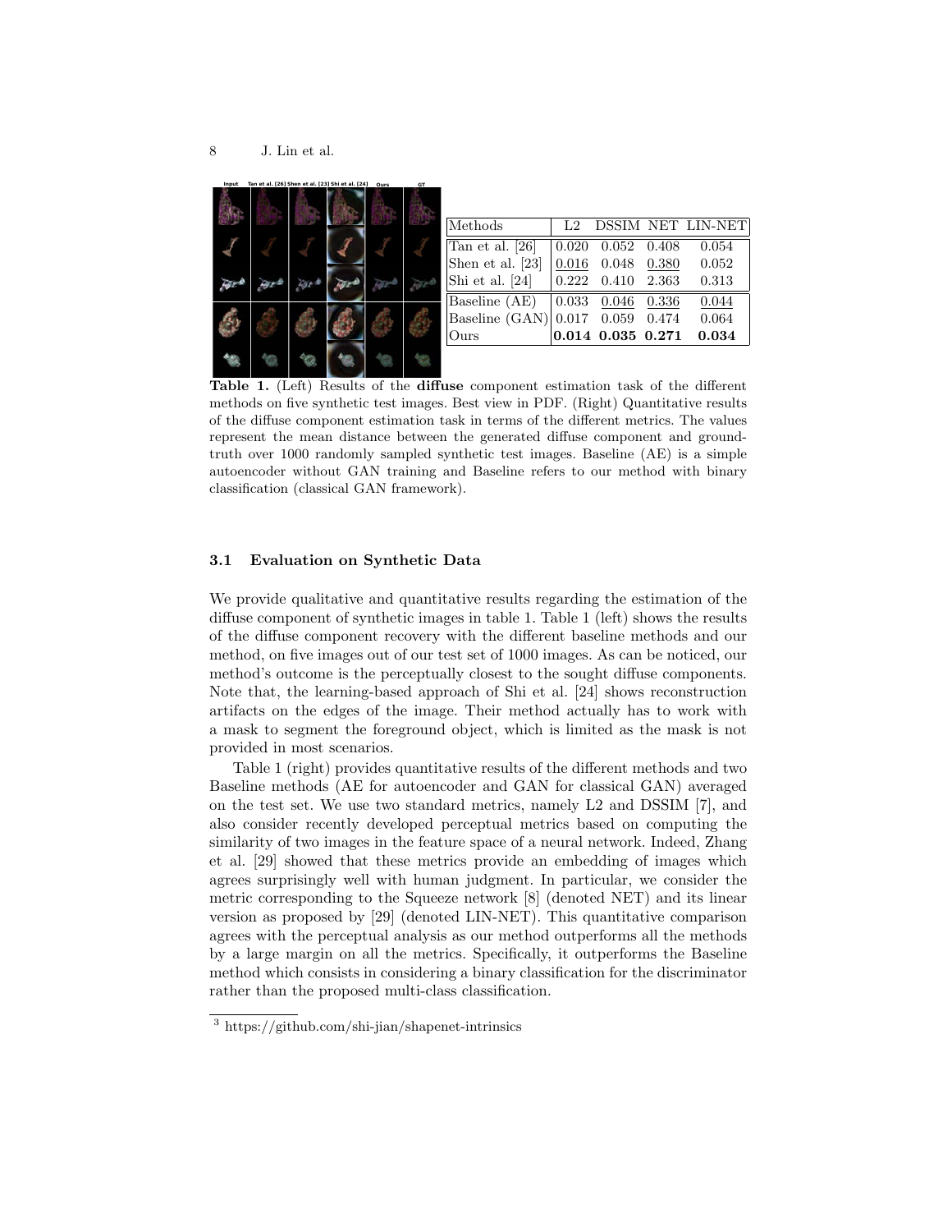| Methods | L2 | DSSIM | NET | LIN-NET |
|---|---|---|---|---|
| Tan et al. [26] | 0.020 | 0.052 | 0.408 | 0.054 |
| Shen et al. [23] | <u>0.016</u> | 0.048 | <u>0.380</u> | 0.052 |
| Shi et al. [24] | 0.222 | 0.410 | 2.363 | 0.313 |
| Baseline (AE) | 0.033 | <u>0.046</u> | <u>0.336</u> | <u>0.044</u> |
| Baseline (GAN) | 0.017 | 0.059 | 0.474 | 0.064 |
| Ours | **0.014** | **0.035** | **0.271** | **0.034** |

**Table 1.** (Left) Results of the **diffuse** component estimation task of the different methods on five synthetic test images. Best view in PDF. (Right) Quantitative results of the diffuse component estimation task in terms of the different metrics. The values represent the mean distance between the generated diffuse component and ground-truth over 1000 randomly sampled synthetic test images. Baseline (AE) is a simple autoencoder without GAN training and Baseline refers to our method with binary classification (classical GAN framework).

### 3.1 Evaluation on Synthetic Data

We provide qualitative and quantitative results regarding the estimation of the diffuse component of synthetic images in table 1. Table 1 (left) shows the results of the diffuse component recovery with the different baseline methods and our method, on five images out of our test set of 1000 images. As can be noticed, our method's outcome is the perceptually closest to the sought diffuse components. Note that, the learning-based approach of Shi et al. [24] shows reconstruction artifacts on the edges of the image. Their method actually has to work with a mask to segment the foreground object, which is limited as the mask is not provided in most scenarios.

Table 1 (right) provides quantitative results of the different methods and two Baseline methods (AE for autoencoder and GAN for classical GAN) averaged on the test set. We use two standard metrics, namely L2 and DSSIM [7], and also consider recently developed perceptual metrics based on computing the similarity of two images in the feature space of a neural network. Indeed, Zhang et al. [29] showed that these metrics provide an embedding of images which agrees surprisingly well with human judgment. In particular, we consider the metric corresponding to the Squeeze network [8] (denoted NET) and its linear version as proposed by [29] (denoted LIN-NET). This quantitative comparison agrees with the perceptual analysis as our method outperforms all the methods by a large margin on all the metrics. Specifically, it outperforms the Baseline method which consists in considering a binary classification for the discriminator rather than the proposed multi-class classification.

[3] https://github.com/shi-jian/shapenet-intrinsics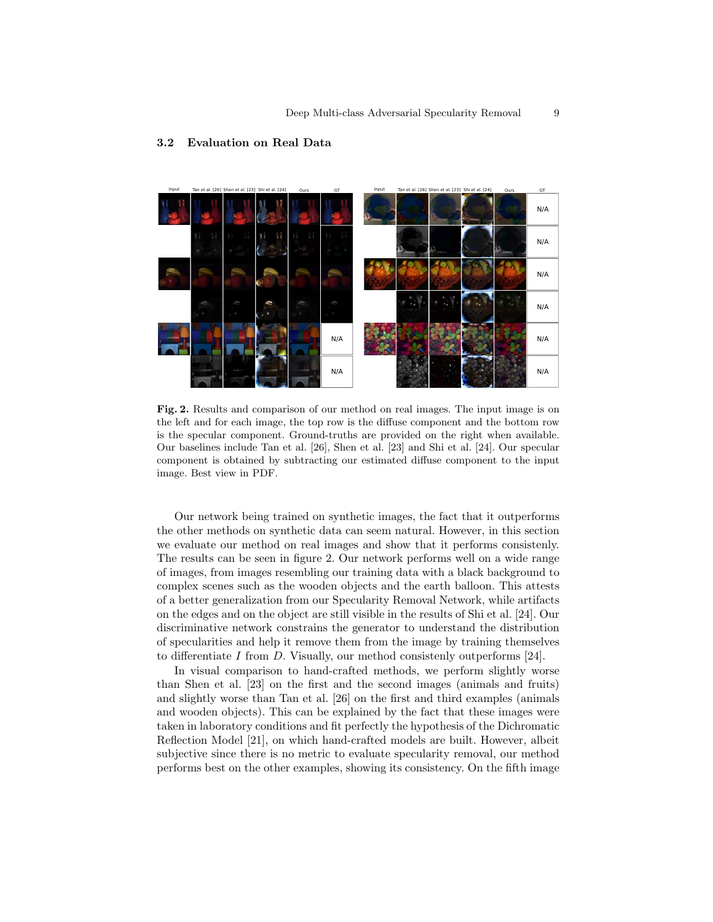### 3.2 Evaluation on Real Data

**Fig. 2.** Results and comparison of our method on real images. The input image is on the left and for each image, the top row is the diffuse component and the bottom row is the specular component. Ground-truths are provided on the right when available. Our baselines include Tan et al. [26], Shen et al. [23] and Shi et al. [24]. Our specular component is obtained by subtracting our estimated diffuse component to the input image. Best view in PDF.

Our network being trained on synthetic images, the fact that it outperforms the other methods on synthetic data can seem natural. However, in this section we evaluate our method on real images and show that it performs consistenly. The results can be seen in figure 2. Our network performs well on a wide range of images, from images resembling our training data with a black background to complex scenes such as the wooden objects and the earth balloon. This attests of a better generalization from our Specularity Removal Network, while artifacts on the edges and on the object are still visible in the results of Shi et al. [24]. Our discriminative network constrains the generator to understand the distribution of specularities and help it remove them from the image by training themselves to differentiate $I$ from $D$. Visually, our method consistently outperforms [24].

In visual comparison to hand-crafted methods, we perform slightly worse than Shen et al. [23] on the first and the second images (animals and fruits) and slightly worse than Tan et al. [26] on the first and third examples (animals and wooden objects). This can be explained by the fact that these images were taken in laboratory conditions and fit perfectly the hypothesis of the Dichromatic Reflection Model [21], on which hand-crafted models are built. However, albeit subjective since there is no metric to evaluate specularity removal, our method performs best on the other examples, showing its consistency. On the fifth image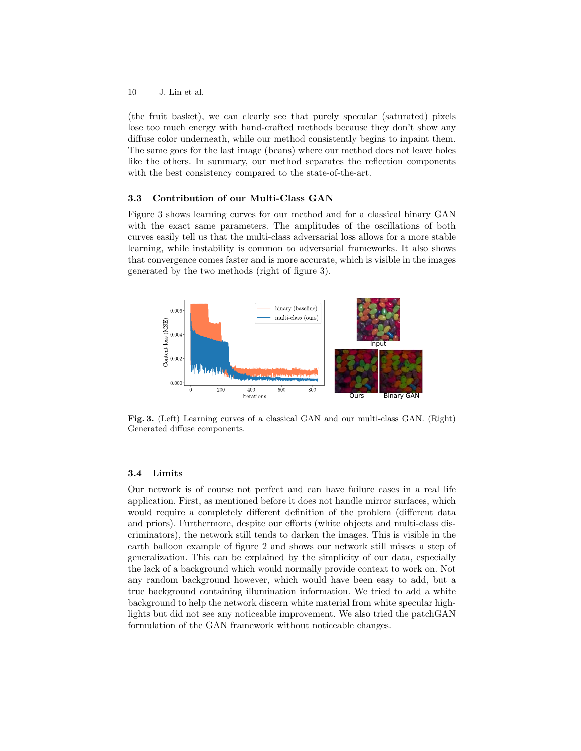(the fruit basket), we can clearly see that purely specular (saturated) pixels lose too much energy with hand-crafted methods because they don't show any diffuse color underneath, while our method consistently begins to inpaint them. The same goes for the last image (beans) where our method does not leave holes like the others. In summary, our method separates the reflection components with the best consistency compared to the state-of-the-art.

### 3.3 Contribution of our Multi-Class GAN

Figure 3 shows learning curves for our method and for a classical binary GAN with the exact same parameters. The amplitudes of the oscillations of both curves easily tell us that the multi-class adversarial loss allows for a more stable learning, while instability is common to adversarial frameworks. It also shows that convergence comes faster and is more accurate, which is visible in the images generated by the two methods (right of figure 3).

Content loss (MSE)
0.006
0.004
0.002
0.000
0
200
400
600
800
Iterations
binary (baseline)
multi-class (ours)
Input
Ours
Binary GAN

**Fig. 3.** (Left) Learning curves of a classical GAN and our multi-class GAN. (Right) Generated diffuse components.

### 3.4 Limits

Our network is of course not perfect and can have failure cases in a real life application. First, as mentioned before it does not handle mirror surfaces, which would require a completely different definition of the problem (different data and priors). Furthermore, despite our efforts (white objects and multi-class discriminators), the network still tends to darken the images. This is visible in the earth balloon example of figure 2 and shows our network still misses a step of generalization. This can be explained by the simplicity of our data, especially the lack of a background which would normally provide context to work on. Not any random background however, which would have been easy to add, but a true background containing illumination information. We tried to add a white background to help the network discern white material from white specular highlights but did not see any noticeable improvement. We also tried the patchGAN formulation of the GAN framework without noticeable changes.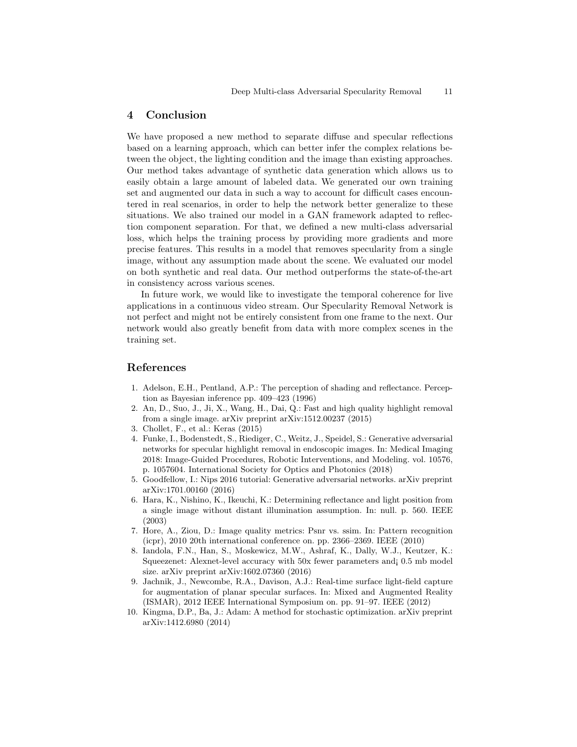## 4 Conclusion

We have proposed a new method to separate diffuse and specular reflections based on a learning approach, which can better infer the complex relations between the object, the lighting condition and the image than existing approaches. Our method takes advantage of synthetic data generation which allows us to easily obtain a large amount of labeled data. We generated our own training set and augmented our data in such a way to account for difficult cases encountered in real scenarios, in order to help the network better generalize to these situations. We also trained our model in a GAN framework adapted to reflection component separation. For that, we defined a new multi-class adversarial loss, which helps the training process by providing more gradients and more precise features. This results in a model that removes specularity from a single image, without any assumption made about the scene. We evaluated our model on both synthetic and real data. Our method outperforms the state-of-the-art in consistency across various scenes.

In future work, we would like to investigate the temporal coherence for live applications in a continuous video stream. Our Specularity Removal Network is not perfect and might not be entirely consistent from one frame to the next. Our network would also greatly benefit from data with more complex scenes in the training set.

## References

1. Adelson, E.H., Pentland, A.P.: The perception of shading and reflectance. Perception as Bayesian inference pp. 409–423 (1996)
2. An, D., Suo, J., Ji, X., Wang, H., Dai, Q.: Fast and high quality highlight removal from a single image. arXiv preprint arXiv:1512.00237 (2015)
3. Chollet, F., et al.: Keras (2015)
4. Funke, I., Bodenstedt, S., Riediger, C., Weitz, J., Speidel, S.: Generative adversarial networks for specular highlight removal in endoscopic images. In: Medical Imaging 2018: Image-Guided Procedures, Robotic Interventions, and Modeling. vol. 10576, p. 1057604. International Society for Optics and Photonics (2018)
5. Goodfellow, I.: Nips 2016 tutorial: Generative adversarial networks. arXiv preprint arXiv:1701.00160 (2016)
6. Hara, K., Nishino, K., Ikeuchi, K.: Determining reflectance and light position from a single image without distant illumination assumption. In: null. p. 560. IEEE (2003)
7. Hore, A., Ziou, D.: Image quality metrics: Psnr vs. ssim. In: Pattern recognition (icpr), 2010 20th international conference on. pp. 2366–2369. IEEE (2010)
8. Iandola, F.N., Han, S., Moskewicz, M.W., Ashraf, K., Dally, W.J., Keutzer, K.: Squeezenet: Alexnet-level accuracy with 50x fewer parameters and¡ 0.5 mb model size. arXiv preprint arXiv:1602.07360 (2016)
9. Jachnik, J., Newcombe, R.A., Davison, A.J.: Real-time surface light-field capture for augmentation of planar specular surfaces. In: Mixed and Augmented Reality (ISMAR), 2012 IEEE International Symposium on. pp. 91–97. IEEE (2012)
10. Kingma, D.P., Ba, J.: Adam: A method for stochastic optimization. arXiv preprint arXiv:1412.6980 (2014)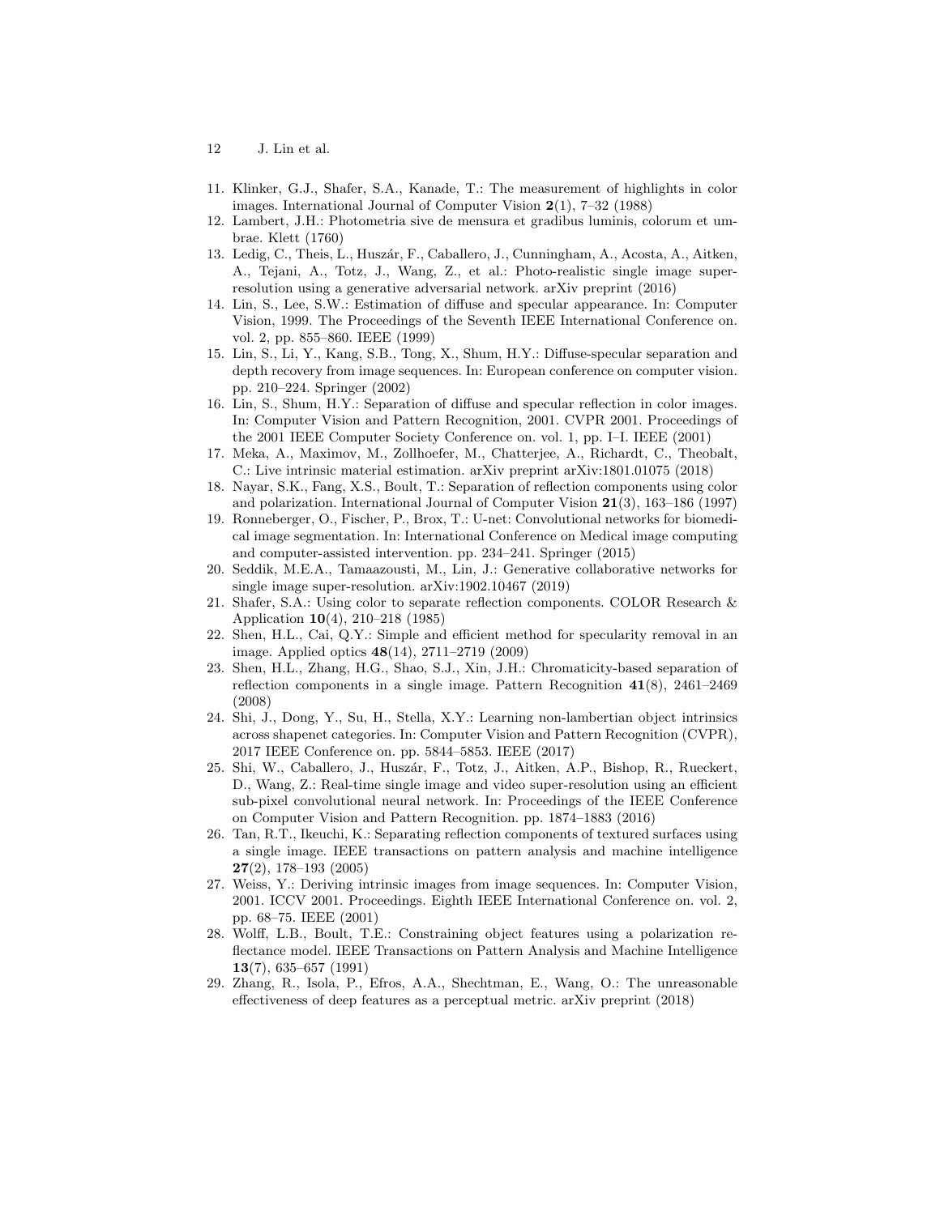11. Klinker, G.J., Shafer, S.A., Kanade, T.: The measurement of highlights in color images. International Journal of Computer Vision **2**(1), 7–32 (1988)
12. Lambert, J.H.: Photometria sive de mensura et gradibus luminis, colorum et umbrae. Klett (1760)
13. Ledig, C., Theis, L., Huszár, F., Caballero, J., Cunningham, A., Acosta, A., Aitken, A., Tejani, A., Totz, J., Wang, Z., et al.: Photo-realistic single image super-resolution using a generative adversarial network. arXiv preprint (2016)
14. Lin, S., Lee, S.W.: Estimation of diffuse and specular appearance. In: Computer Vision, 1999. The Proceedings of the Seventh IEEE International Conference on. vol. 2, pp. 855–860. IEEE (1999)
15. Lin, S., Li, Y., Kang, S.B., Tong, X., Shum, H.Y.: Diffuse-specular separation and depth recovery from image sequences. In: European conference on computer vision. pp. 210–224. Springer (2002)
16. Lin, S., Shum, H.Y.: Separation of diffuse and specular reflection in color images. In: Computer Vision and Pattern Recognition, 2001. CVPR 2001. Proceedings of the 2001 IEEE Computer Society Conference on. vol. 1, pp. I–I. IEEE (2001)
17. Meka, A., Maximov, M., Zollhoefer, M., Chatterjee, A., Richardt, C., Theobalt, C.: Live intrinsic material estimation. arXiv preprint arXiv:1801.01075 (2018)
18. Nayar, S.K., Fang, X.S., Boult, T.: Separation of reflection components using color and polarization. International Journal of Computer Vision **21**(3), 163–186 (1997)
19. Ronneberger, O., Fischer, P., Brox, T.: U-net: Convolutional networks for biomedical image segmentation. In: International Conference on Medical image computing and computer-assisted intervention. pp. 234–241. Springer (2015)
20. Seddik, M.E.A., Tamaazousti, M., Lin, J.: Generative collaborative networks for single image super-resolution. arXiv:1902.10467 (2019)
21. Shafer, S.A.: Using color to separate reflection components. COLOR Research & Application **10**(4), 210–218 (1985)
22. Shen, H.L., Cai, Q.Y.: Simple and efficient method for specularity removal in an image. Applied optics **48**(14), 2711–2719 (2009)
23. Shen, H.L., Zhang, H.G., Shao, S.J., Xin, J.H.: Chromaticity-based separation of reflection components in a single image. Pattern Recognition **41**(8), 2461–2469 (2008)
24. Shi, J., Dong, Y., Su, H., Stella, X.Y.: Learning non-lambertian object intrinsics across shapenet categories. In: Computer Vision and Pattern Recognition (CVPR), 2017 IEEE Conference on. pp. 5844–5853. IEEE (2017)
25. Shi, W., Caballero, J., Huszár, F., Totz, J., Aitken, A.P., Bishop, R., Rueckert, D., Wang, Z.: Real-time single image and video super-resolution using an efficient sub-pixel convolutional neural network. In: Proceedings of the IEEE Conference on Computer Vision and Pattern Recognition. pp. 1874–1883 (2016)
26. Tan, R.T., Ikeuchi, K.: Separating reflection components of textured surfaces using a single image. IEEE transactions on pattern analysis and machine intelligence **27**(2), 178–193 (2005)
27. Weiss, Y.: Deriving intrinsic images from image sequences. In: Computer Vision, 2001. ICCV 2001. Proceedings. Eighth IEEE International Conference on. vol. 2, pp. 68–75. IEEE (2001)
28. Wolff, L.B., Boult, T.E.: Constraining object features using a polarization reflectance model. IEEE Transactions on Pattern Analysis and Machine Intelligence **13**(7), 635–657 (1991)
29. Zhang, R., Isola, P., Efros, A.A., Shechtman, E., Wang, O.: The unreasonable effectiveness of deep features as a perceptual metric. arXiv preprint (2018)